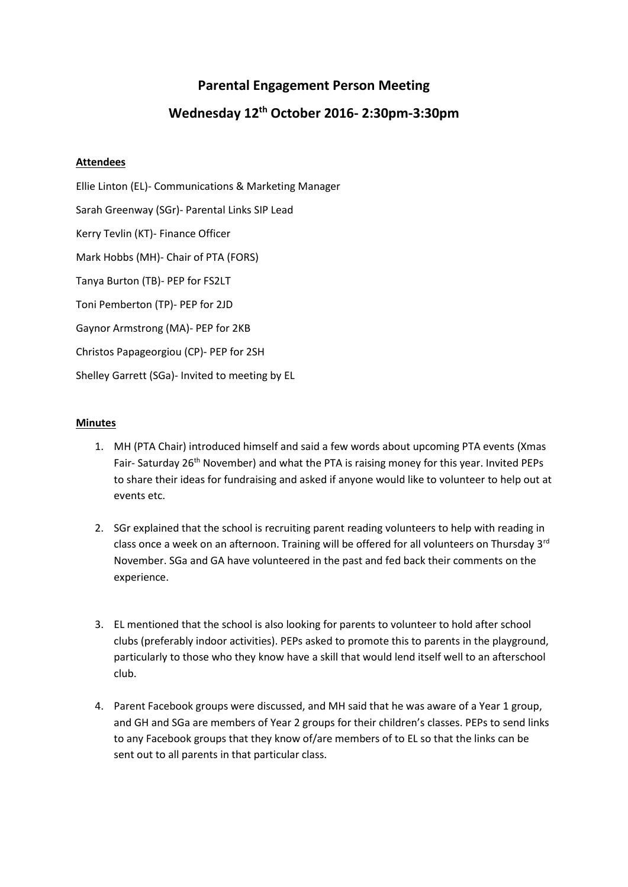# Parental Engagement Person Meeting

## Wednesday 12th October 2016- 2:30pm-3:30pm

**Attendees**

Ellie Linton (EL)- Communications & Marketing Manager

Sarah Greenway (SGr)- Parental Links SIP Lead

Kerry Tevlin (KT)- Finance Officer

Mark Hobbs (MH)- Chair of PTA (FORS)

Tanya Burton (TB)- PEP for FS2LT

Toni Pemberton (TP)- PEP for 2JD

Gaynor Armstrong (MA)- PEP for 2KB

Christos Papageorgiou (CP)- PEP for 2SH

Shelley Garrett (SGa)- Invited to meeting by EL

**Minutes**

1. MH (PTA Chair) introduced himself and said a few words about upcoming PTA events (Xmas Fair- Saturday 26th November) and what the PTA is raising money for this year. Invited PEPs to share their ideas for fundraising and asked if anyone would like to volunteer to help out at events etc.

2. SGr explained that the school is recruiting parent reading volunteers to help with reading in class once a week on an afternoon. Training will be offered for all volunteers on Thursday 3rd November. SGa and GA have volunteered in the past and fed back their comments on the experience.

3. EL mentioned that the school is also looking for parents to volunteer to hold after school clubs (preferably indoor activities). PEPs asked to promote this to parents in the playground, particularly to those who they know have a skill that would lend itself well to an afterschool club.

4. Parent Facebook groups were discussed, and MH said that he was aware of a Year 1 group, and GH and SGa are members of Year 2 groups for their children's classes. PEPs to send links to any Facebook groups that they know of/are members of to EL so that the links can be sent out to all parents in that particular class.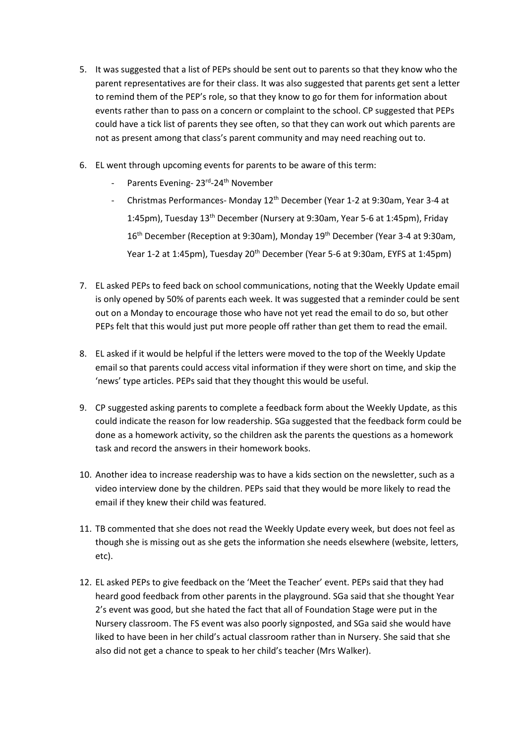5. It was suggested that a list of PEPs should be sent out to parents so that they know who the parent representatives are for their class. It was also suggested that parents get sent a letter to remind them of the PEP's role, so that they know to go for them for information about events rather than to pass on a concern or complaint to the school. CP suggested that PEPs could have a tick list of parents they see often, so that they can work out which parents are not as present among that class's parent community and may need reaching out to.

6. EL went through upcoming events for parents to be aware of this term:
   - Parents Evening- 23rd-24th November
   - Christmas Performances- Monday 12th December (Year 1-2 at 9:30am, Year 3-4 at 1:45pm), Tuesday 13th December (Nursery at 9:30am, Year 5-6 at 1:45pm), Friday 16th December (Reception at 9:30am), Monday 19th December (Year 3-4 at 9:30am, Year 1-2 at 1:45pm), Tuesday 20th December (Year 5-6 at 9:30am, EYFS at 1:45pm)

7. EL asked PEPs to feed back on school communications, noting that the Weekly Update email is only opened by 50% of parents each week. It was suggested that a reminder could be sent out on a Monday to encourage those who have not yet read the email to do so, but other PEPs felt that this would just put more people off rather than get them to read the email.

8. EL asked if it would be helpful if the letters were moved to the top of the Weekly Update email so that parents could access vital information if they were short on time, and skip the 'news' type articles. PEPs said that they thought this would be useful.

9. CP suggested asking parents to complete a feedback form about the Weekly Update, as this could indicate the reason for low readership. SGa suggested that the feedback form could be done as a homework activity, so the children ask the parents the questions as a homework task and record the answers in their homework books.

10. Another idea to increase readership was to have a kids section on the newsletter, such as a video interview done by the children. PEPs said that they would be more likely to read the email if they knew their child was featured.

11. TB commented that she does not read the Weekly Update every week, but does not feel as though she is missing out as she gets the information she needs elsewhere (website, letters, etc).

12. EL asked PEPs to give feedback on the 'Meet the Teacher' event. PEPs said that they had heard good feedback from other parents in the playground. SGa said that she thought Year 2's event was good, but she hated the fact that all of Foundation Stage were put in the Nursery classroom. The FS event was also poorly signposted, and SGa said she would have liked to have been in her child's actual classroom rather than in Nursery. She said that she also did not get a chance to speak to her child's teacher (Mrs Walker).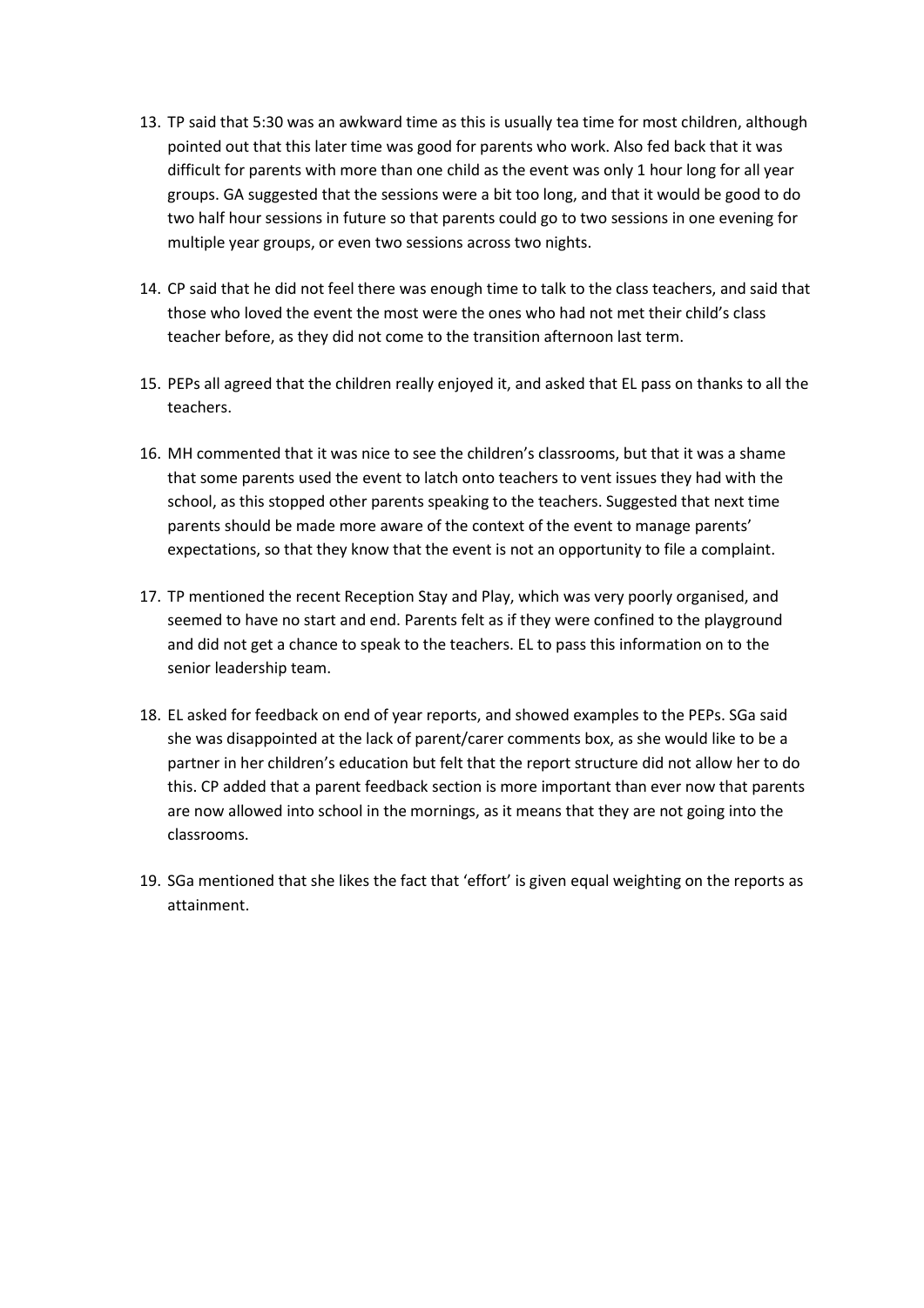13. TP said that 5:30 was an awkward time as this is usually tea time for most children, although pointed out that this later time was good for parents who work. Also fed back that it was difficult for parents with more than one child as the event was only 1 hour long for all year groups. GA suggested that the sessions were a bit too long, and that it would be good to do two half hour sessions in future so that parents could go to two sessions in one evening for multiple year groups, or even two sessions across two nights.

14. CP said that he did not feel there was enough time to talk to the class teachers, and said that those who loved the event the most were the ones who had not met their child's class teacher before, as they did not come to the transition afternoon last term.

15. PEPs all agreed that the children really enjoyed it, and asked that EL pass on thanks to all the teachers.

16. MH commented that it was nice to see the children's classrooms, but that it was a shame that some parents used the event to latch onto teachers to vent issues they had with the school, as this stopped other parents speaking to the teachers. Suggested that next time parents should be made more aware of the context of the event to manage parents' expectations, so that they know that the event is not an opportunity to file a complaint.

17. TP mentioned the recent Reception Stay and Play, which was very poorly organised, and seemed to have no start and end. Parents felt as if they were confined to the playground and did not get a chance to speak to the teachers. EL to pass this information on to the senior leadership team.

18. EL asked for feedback on end of year reports, and showed examples to the PEPs. SGa said she was disappointed at the lack of parent/carer comments box, as she would like to be a partner in her children's education but felt that the report structure did not allow her to do this. CP added that a parent feedback section is more important than ever now that parents are now allowed into school in the mornings, as it means that they are not going into the classrooms.

19. SGa mentioned that she likes the fact that 'effort' is given equal weighting on the reports as attainment.